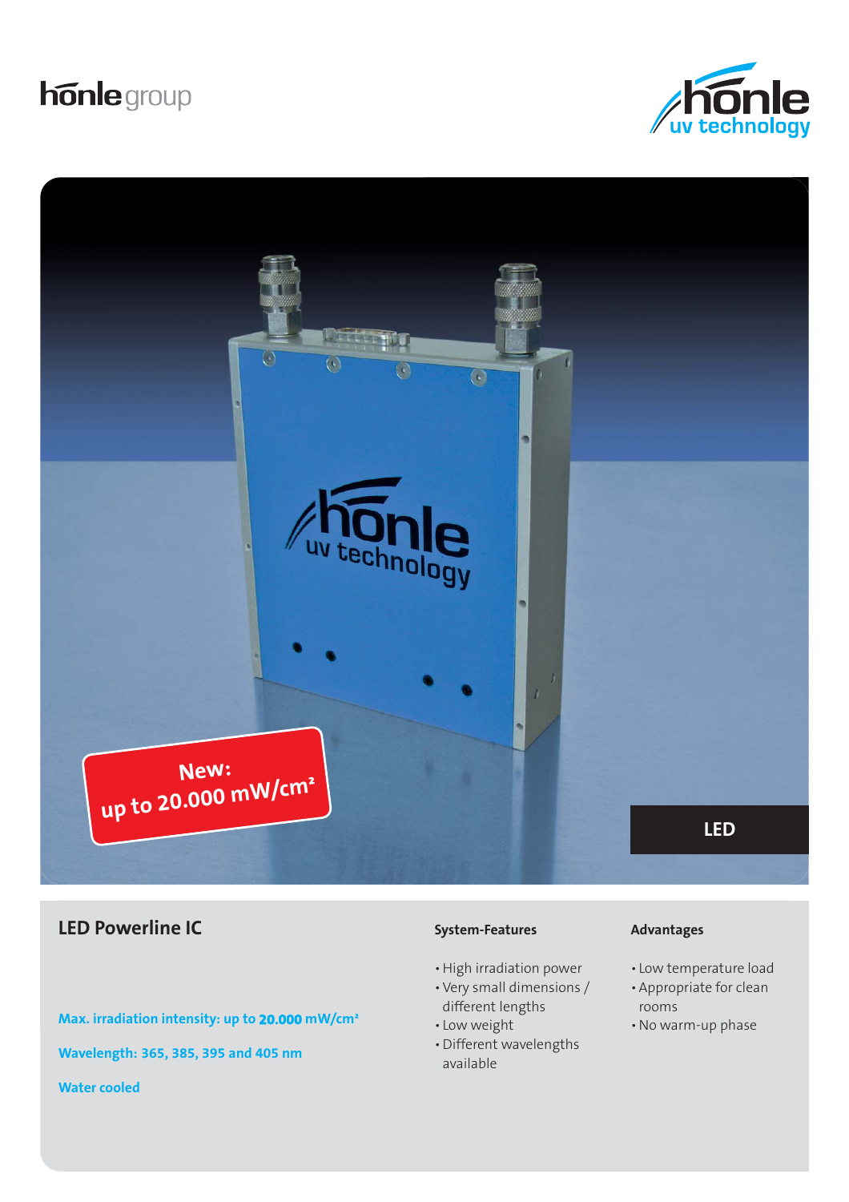hönle group

hönle uv technology

New:
up to 20.000 mW/cm²

LED

## LED Powerline IC

**Max. irradiation intensity: up to 20.000 mW/cm²**

**Wavelength: 365, 385, 395 and 405 nm**

**Water cooled**

### System-Features

- High irradiation power
- Very small dimensions / different lengths
- Low weight
- Different wavelengths available

### Advantages

- Low temperature load
- Appropriate for clean rooms
- No warm-up phase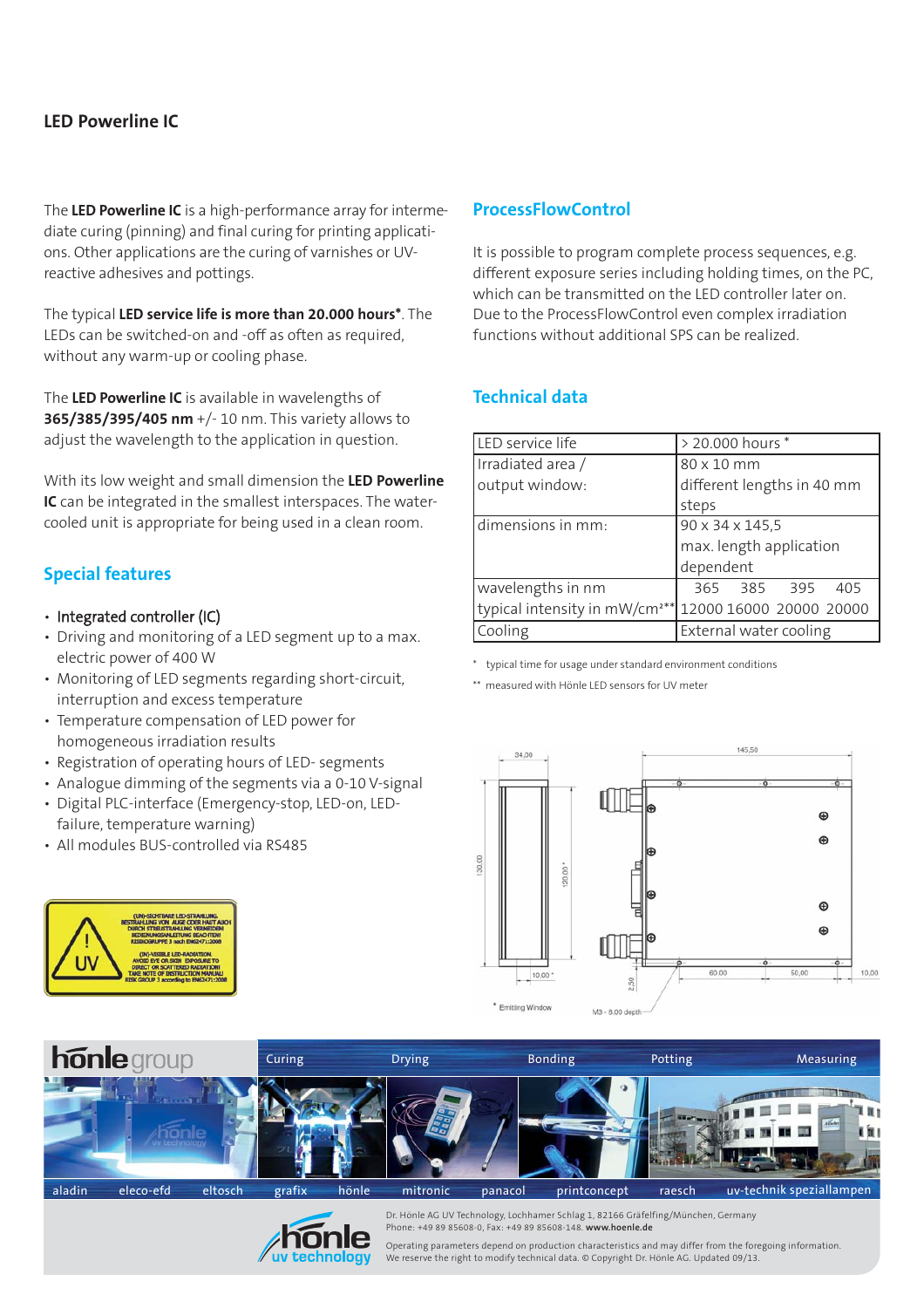# LED Powerline IC

The **LED Powerline IC** is a high-performance array for intermediate curing (pinning) and final curing for printing applications. Other applications are the curing of varnishes or UV-reactive adhesives and pottings.

The typical **LED service life is more than 20.000 hours***. The LEDs can be switched-on and -off as often as required, without any warm-up or cooling phase.

The **LED Powerline IC** is available in wavelengths of **365/385/395/405 nm** +/- 10 nm. This variety allows to adjust the wavelength to the application in question.

With its low weight and small dimension the **LED Powerline IC** can be integrated in the smallest interspaces. The water-cooled unit is appropriate for being used in a clean room.

## Special features

- Integrated controller (IC)
- Driving and monitoring of a LED segment up to a max. electric power of 400 W
- Monitoring of LED segments regarding short-circuit, interruption and excess temperature
- Temperature compensation of LED power for homogeneous irradiation results
- Registration of operating hours of LED- segments
- Analogue dimming of the segments via a 0-10 V-signal
- Digital PLC-interface (Emergency-stop, LED-on, LED-failure, temperature warning)
- All modules BUS-controlled via RS485

(UN)-SICHTBARE LED-STRAHLUNG. BESTRAHLUNG VON AUGE ODER HAUT AUCH DURCH STREUSTRAHLUNG VERMEIDEN! BEDIENUNGSANLEITUNG BEACHTEN! RISIKOGRUPPE 3 nach EN62471:2008

(IN)-VISIBLE LED-RADIATION. AVOID EYE OR SKIN EXPOSURE TO DIRECT OR SCATTERED RADIATION! TAKE NOTE OF INSTRUCTION MANUAL! RISK GROUP 3 according to EN62471:2008

## ProcessFlowControl

It is possible to program complete process sequences, e.g. different exposure series including holding times, on the PC, which can be transmitted on the LED controller later on. Due to the ProcessFlowControl even complex irradiation functions without additional SPS can be realized.

## Technical data

| | |
|---|---|
| LED service life | > 20.000 hours * |
| Irradiated area / output window: | 80 x 10 mm different lengths in 40 mm steps |
| dimensions in mm: | 90 x 34 x 145,5 max. length application dependent |
| wavelengths in nm | 365 385 395 405 |
| typical intensity in mW/cm²** | 12000 16000 20000 20000 |
| Cooling | External water cooling |

\* typical time for usage under standard environment conditions

\*\* measured with Hönle LED sensors for UV meter

34,00
145,50
130,00
120,00 *
10,00 *
2,50
60,00
50,00
10,00
* Emitting Window
M3 - 8.00 depth

hönle group

Curing Drying Bonding Potting Measuring

aladin eleco-efd eltosch grafix hönle mitronic panacol printconcept raesch uv-technik speziallampen

hönle uv technology

Dr. Hönle AG UV Technology, Lochhamer Schlag 1, 82166 Gräfelfing/München, Germany
Phone: +49 89 85608-0, Fax: +49 89 85608-148, **www.hoenle.de**

Operating parameters depend on production characteristics and may differ from the foregoing information.
We reserve the right to modify technical data. © Copyright Dr. Hönle AG. Updated 09/13.